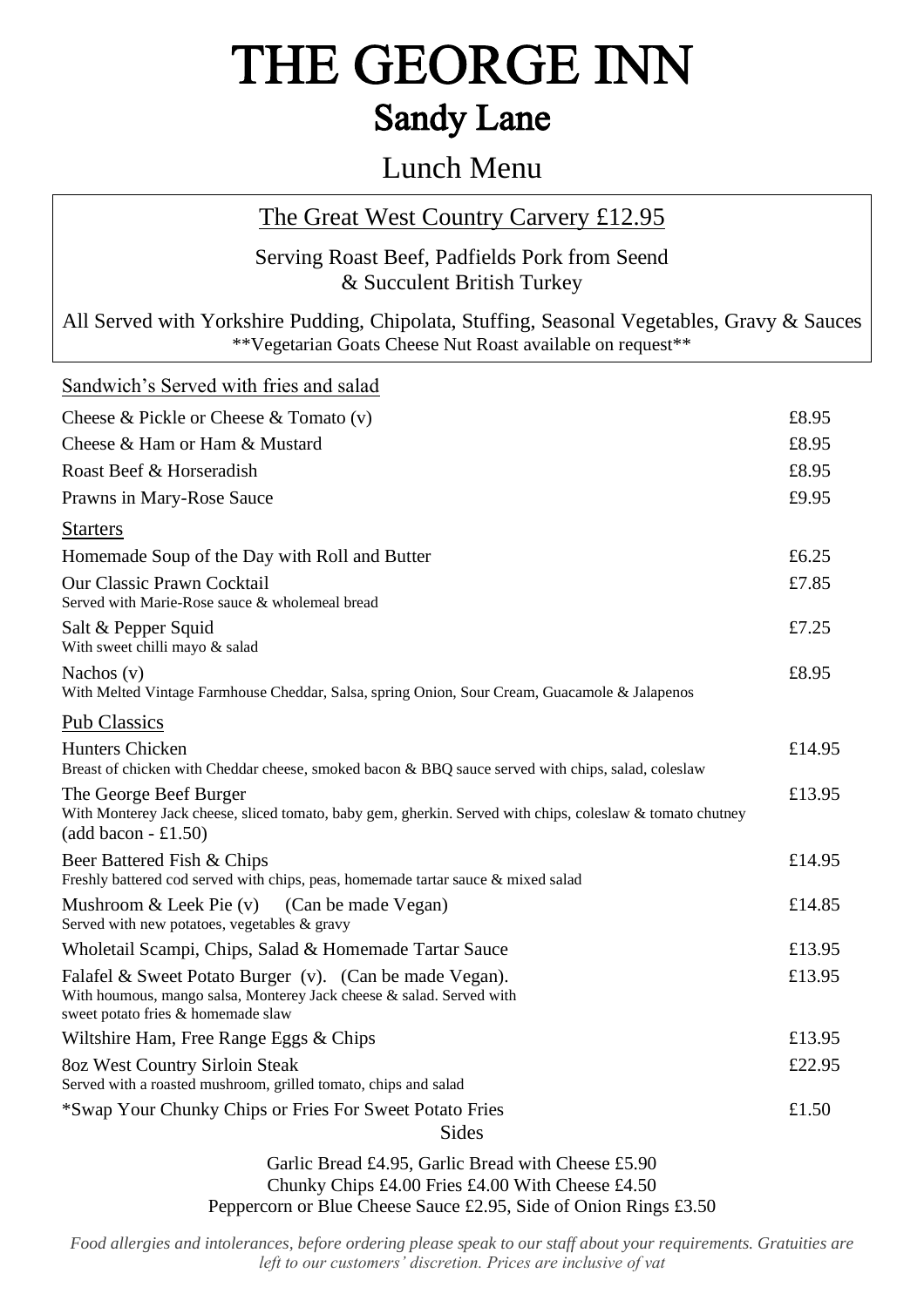# THE GEORGE INN

## Sandy Lane

### Lunch Menu

**The Great West Country Carvery £12.95**

Serving Roast Beef, Padfields Pork from Seend & Succulent British Turkey

All Served with Yorkshire Pudding, Chipolata, Stuffing, Seasonal Vegetables, Gravy & Sauces
**Vegetarian Goats Cheese Nut Roast available on request**

### Sandwich's Served with fries and salad

| | |
|---|---|
| Cheese & Pickle or Cheese & Tomato (v) | £8.95 |
| Cheese & Ham or Ham & Mustard | £8.95 |
| Roast Beef & Horseradish | £8.95 |
| Prawns in Mary-Rose Sauce | £9.95 |

### Starters

| | |
|---|---|
| Homemade Soup of the Day with Roll and Butter | £6.25 |
| Our Classic Prawn Cocktail<br>Served with Marie-Rose sauce & wholemeal bread | £7.85 |
| Salt & Pepper Squid<br>With sweet chilli mayo & salad | £7.25 |
| Nachos (v)<br>With Melted Vintage Farmhouse Cheddar, Salsa, spring Onion, Sour Cream, Guacamole & Jalapenos | £8.95 |

### Pub Classics

| | |
|---|---|
| Hunters Chicken<br>Breast of chicken with Cheddar cheese, smoked bacon & BBQ sauce served with chips, salad, coleslaw | £14.95 |
| The George Beef Burger<br>With Monterey Jack cheese, sliced tomato, baby gem, gherkin. Served with chips, coleslaw & tomato chutney (add bacon - £1.50) | £13.95 |
| Beer Battered Fish & Chips<br>Freshly battered cod served with chips, peas, homemade tartar sauce & mixed salad | £14.95 |
| Mushroom & Leek Pie (v) (Can be made Vegan)<br>Served with new potatoes, vegetables & gravy | £14.85 |
| Wholetail Scampi, Chips, Salad & Homemade Tartar Sauce | £13.95 |
| Falafel & Sweet Potato Burger (v). (Can be made Vegan).<br>With houmous, mango salsa, Monterey Jack cheese & salad. Served with sweet potato fries & homemade slaw | £13.95 |
| Wiltshire Ham, Free Range Eggs & Chips | £13.95 |
| 8oz West Country Sirloin Steak<br>Served with a roasted mushroom, grilled tomato, chips and salad | £22.95 |
| *Swap Your Chunky Chips or Fries For Sweet Potato Fries | £1.50 |

### Sides

Garlic Bread £4.95, Garlic Bread with Cheese £5.90
Chunky Chips £4.00 Fries £4.00 With Cheese £4.50
Peppercorn or Blue Cheese Sauce £2.95, Side of Onion Rings £3.50

*Food allergies and intolerances, before ordering please speak to our staff about your requirements. Gratuities are left to our customers' discretion. Prices are inclusive of vat*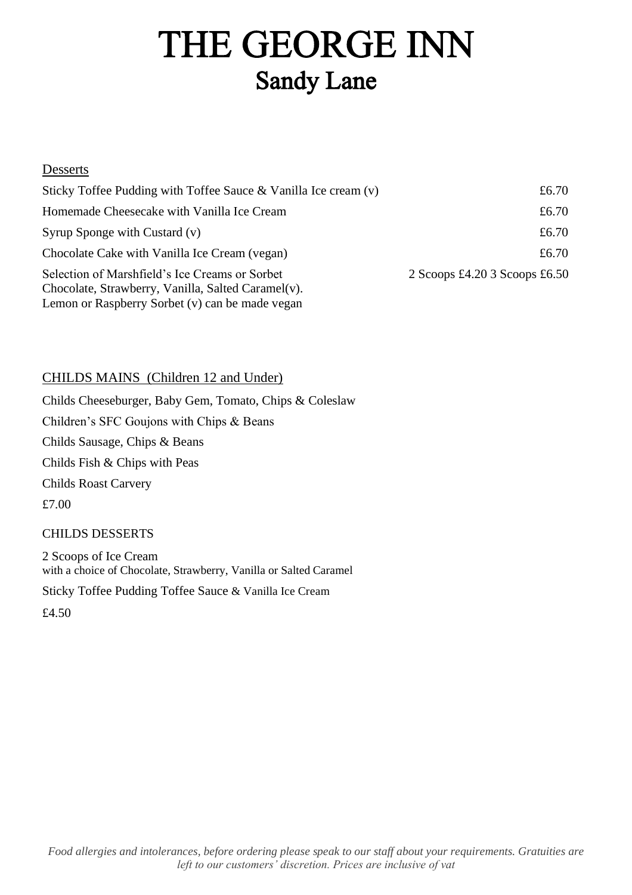# THE GEORGE INN
## Sandy Lane

Desserts

| | |
|---|---|
| Sticky Toffee Pudding with Toffee Sauce & Vanilla Ice cream (v) | £6.70 |
| Homemade Cheesecake with Vanilla Ice Cream | £6.70 |
| Syrup Sponge with Custard (v) | £6.70 |
| Chocolate Cake with Vanilla Ice Cream (vegan) | £6.70 |
| Selection of Marshfield's Ice Creams or Sorbet<br>Chocolate, Strawberry, Vanilla, Salted Caramel(v).<br>Lemon or Raspberry Sorbet (v) can be made vegan | 2 Scoops £4.20 3 Scoops £6.50 |

CHILDS MAINS (Children 12 and Under)

Childs Cheeseburger, Baby Gem, Tomato, Chips & Coleslaw

Children's SFC Goujons with Chips & Beans

Childs Sausage, Chips & Beans

Childs Fish & Chips with Peas

Childs Roast Carvery

£7.00

CHILDS DESSERTS

2 Scoops of Ice Cream
with a choice of Chocolate, Strawberry, Vanilla or Salted Caramel

Sticky Toffee Pudding Toffee Sauce & Vanilla Ice Cream

£4.50

*Food allergies and intolerances, before ordering please speak to our staff about your requirements. Gratuities are left to our customers' discretion. Prices are inclusive of vat*